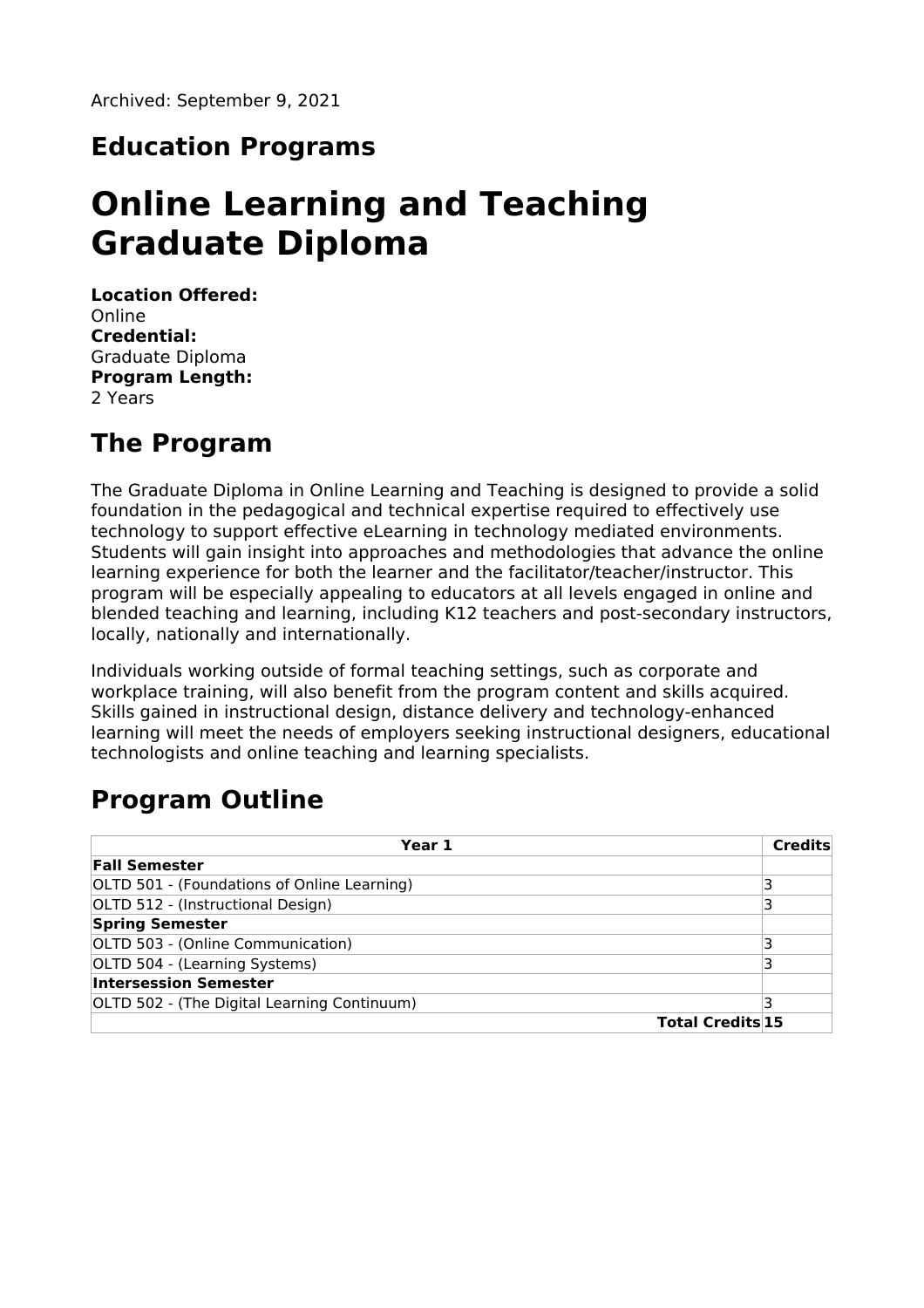Archived: September 9, 2021

## Education Programs

# Online Learning and Teaching Graduate Diploma

**Location Offered:**
Online
**Credential:**
Graduate Diploma
**Program Length:**
2 Years

## The Program

The Graduate Diploma in Online Learning and Teaching is designed to provide a solid foundation in the pedagogical and technical expertise required to effectively use technology to support effective eLearning in technology mediated environments. Students will gain insight into approaches and methodologies that advance the online learning experience for both the learner and the facilitator/teacher/instructor. This program will be especially appealing to educators at all levels engaged in online and blended teaching and learning, including K12 teachers and post-secondary instructors, locally, nationally and internationally.

Individuals working outside of formal teaching settings, such as corporate and workplace training, will also benefit from the program content and skills acquired. Skills gained in instructional design, distance delivery and technology-enhanced learning will meet the needs of employers seeking instructional designers, educational technologists and online teaching and learning specialists.

## Program Outline

| Year 1 | Credits |
| --- | --- |
| **Fall Semester** | |
| OLTD 501 - (Foundations of Online Learning) | 3 |
| OLTD 512 - (Instructional Design) | 3 |
| **Spring Semester** | |
| OLTD 503 - (Online Communication) | 3 |
| OLTD 504 - (Learning Systems) | 3 |
| **Intersession Semester** | |
| OLTD 502 - (The Digital Learning Continuum) | 3 |
| **Total Credits** | **15** |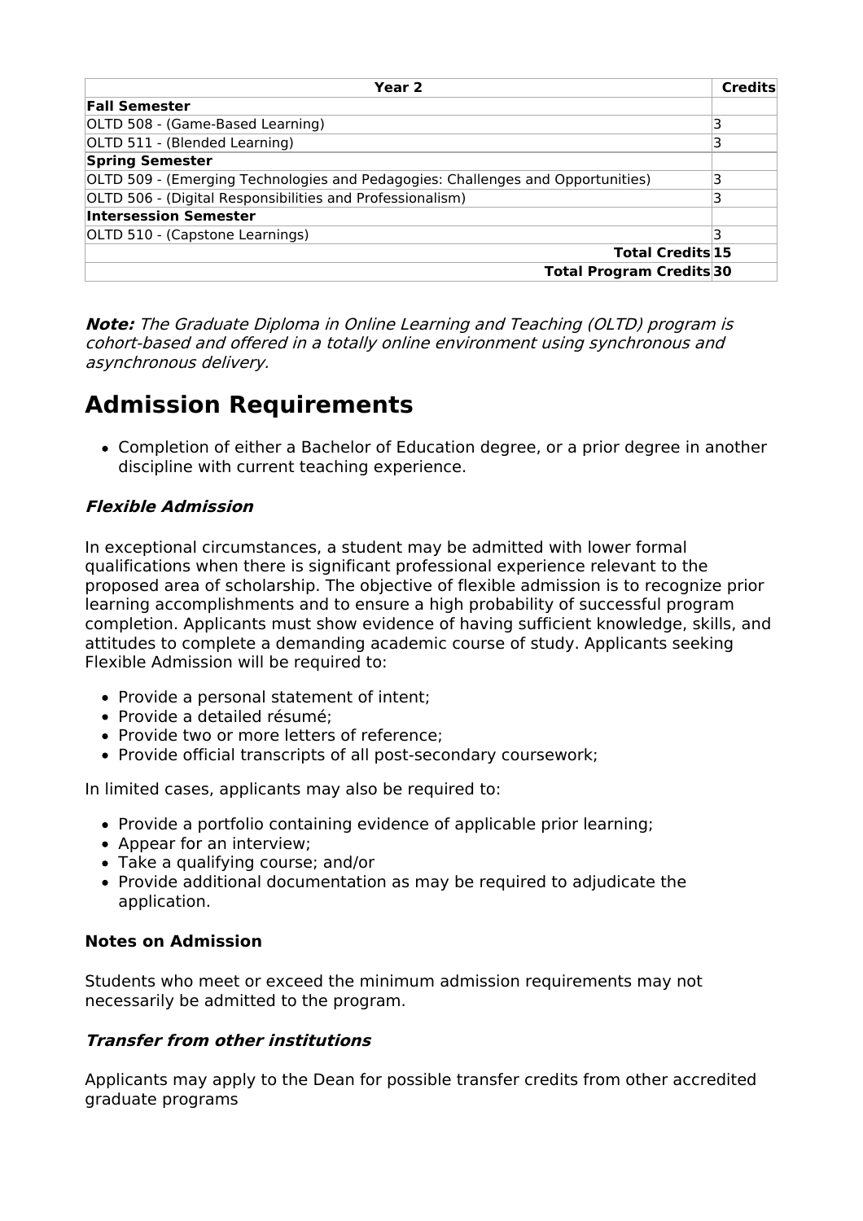| Year 2 | Credits |
|---|---|
| **Fall Semester** | |
| OLTD 508 - (Game-Based Learning) | 3 |
| OLTD 511 - (Blended Learning) | 3 |
| **Spring Semester** | |
| OLTD 509 - (Emerging Technologies and Pedagogies: Challenges and Opportunities) | 3 |
| OLTD 506 - (Digital Responsibilities and Professionalism) | 3 |
| **Intersession Semester** | |
| OLTD 510 - (Capstone Learnings) | 3 |
| **Total Credits** | **15** |
| **Total Program Credits** | **30** |

***Note:*** *The Graduate Diploma in Online Learning and Teaching (OLTD) program is cohort-based and offered in a totally online environment using synchronous and asynchronous delivery.*

# Admission Requirements

- Completion of either a Bachelor of Education degree, or a prior degree in another discipline with current teaching experience.

### *Flexible Admission*

In exceptional circumstances, a student may be admitted with lower formal qualifications when there is significant professional experience relevant to the proposed area of scholarship. The objective of flexible admission is to recognize prior learning accomplishments and to ensure a high probability of successful program completion. Applicants must show evidence of having sufficient knowledge, skills, and attitudes to complete a demanding academic course of study. Applicants seeking Flexible Admission will be required to:

- Provide a personal statement of intent;
- Provide a detailed résumé;
- Provide two or more letters of reference;
- Provide official transcripts of all post-secondary coursework;

In limited cases, applicants may also be required to:

- Provide a portfolio containing evidence of applicable prior learning;
- Appear for an interview;
- Take a qualifying course; and/or
- Provide additional documentation as may be required to adjudicate the application.

### Notes on Admission

Students who meet or exceed the minimum admission requirements may not necessarily be admitted to the program.

### *Transfer from other institutions*

Applicants may apply to the Dean for possible transfer credits from other accredited graduate programs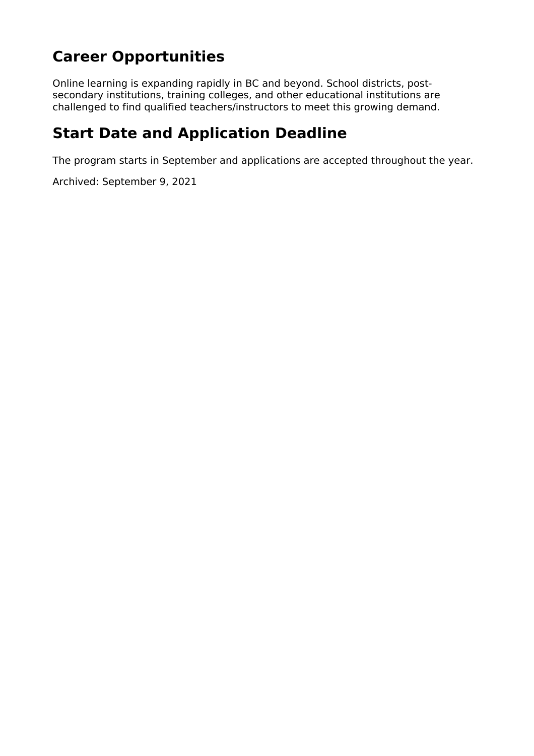## Career Opportunities

Online learning is expanding rapidly in BC and beyond. School districts, post-secondary institutions, training colleges, and other educational institutions are challenged to find qualified teachers/instructors to meet this growing demand.

## Start Date and Application Deadline

The program starts in September and applications are accepted throughout the year.

Archived: September 9, 2021